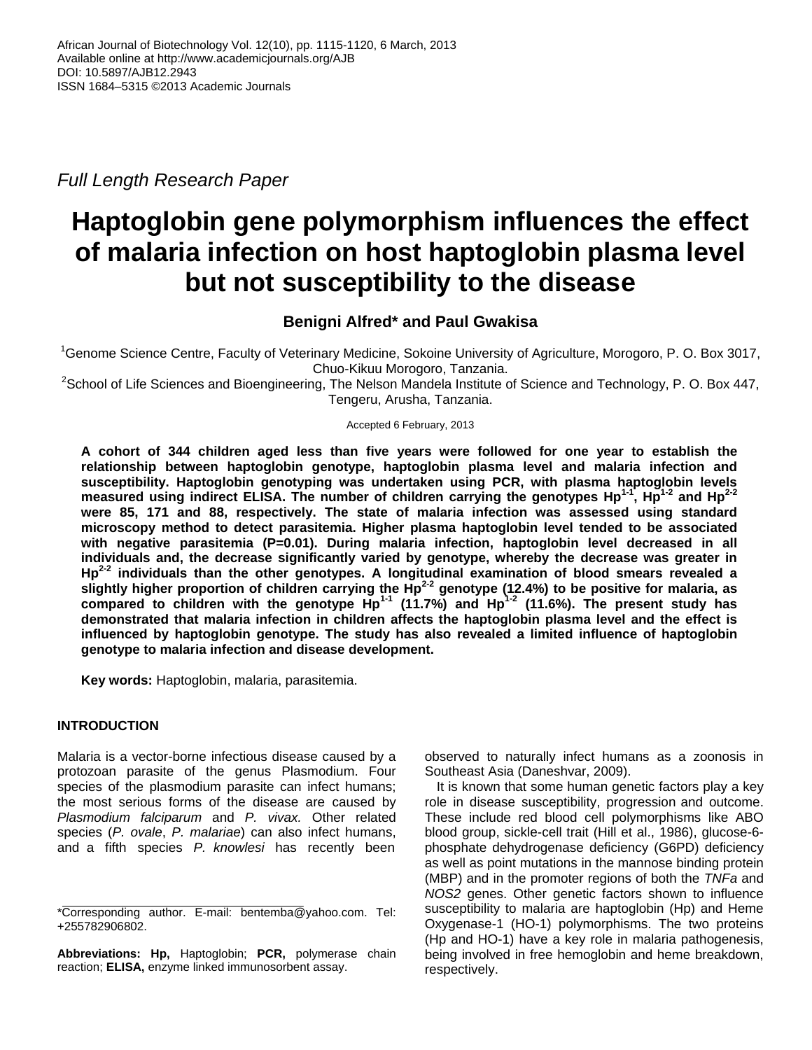African Journal of Biotechnology Vol. 12(10), pp. 1115-1120, 6 March, 2013
Available online at http://www.academicjournals.org/AJB
DOI: 10.5897/AJB12.2943
ISSN 1684–5315 ©2013 Academic Journals

*Full Length Research Paper*

# Haptoglobin gene polymorphism influences the effect of malaria infection on host haptoglobin plasma level but not susceptibility to the disease

**Benigni Alfred\* and Paul Gwakisa**

[1]Genome Science Centre, Faculty of Veterinary Medicine, Sokoine University of Agriculture, Morogoro, P. O. Box 3017, Chuo-Kikuu Morogoro, Tanzania.
[2]School of Life Sciences and Bioengineering, The Nelson Mandela Institute of Science and Technology, P. O. Box 447, Tengeru, Arusha, Tanzania.

Accepted 6 February, 2013

**A cohort of 344 children aged less than five years were followed for one year to establish the relationship between haptoglobin genotype, haptoglobin plasma level and malaria infection and susceptibility. Haptoglobin genotyping was undertaken using PCR, with plasma haptoglobin levels measured using indirect ELISA. The number of children carrying the genotypes $Hp^{1-1}$, $Hp^{1-2}$ and $Hp^{2-2}$ were 85, 171 and 88, respectively. The state of malaria infection was assessed using standard microscopy method to detect parasitemia. Higher plasma haptoglobin level tended to be associated with negative parasitemia (P=0.01). During malaria infection, haptoglobin level decreased in all individuals and, the decrease significantly varied by genotype, whereby the decrease was greater in $Hp^{2-2}$ individuals than the other genotypes. A longitudinal examination of blood smears revealed a slightly higher proportion of children carrying the $Hp^{2-2}$ genotype (12.4%) to be positive for malaria, as compared to children with the genotype $Hp^{1-1}$ (11.7%) and $Hp^{1-2}$ (11.6%). The present study has demonstrated that malaria infection in children affects the haptoglobin plasma level and the effect is influenced by haptoglobin genotype. The study has also revealed a limited influence of haptoglobin genotype to malaria infection and disease development.**

**Key words:** Haptoglobin, malaria, parasitemia.

## INTRODUCTION

Malaria is a vector-borne infectious disease caused by a protozoan parasite of the genus Plasmodium. Four species of the plasmodium parasite can infect humans; the most serious forms of the disease are caused by *Plasmodium falciparum* and *P. vivax.* Other related species (*P. ovale*, *P. malariae*) can also infect humans, and a fifth species *P. knowlesi* has recently been observed to naturally infect humans as a zoonosis in Southeast Asia (Daneshvar, 2009).

It is known that some human genetic factors play a key role in disease susceptibility, progression and outcome. These include red blood cell polymorphisms like ABO blood group, sickle-cell trait (Hill et al., 1986), glucose-6-phosphate dehydrogenase deficiency (G6PD) deficiency as well as point mutations in the mannose binding protein (MBP) and in the promoter regions of both the *TNFa* and *NOS2* genes. Other genetic factors shown to influence susceptibility to malaria are haptoglobin (Hp) and Heme Oxygenase-1 (HO-1) polymorphisms. The two proteins (Hp and HO-1) have a key role in malaria pathogenesis, being involved in free hemoglobin and heme breakdown, respectively.

\*Corresponding author. E-mail: bentemba@yahoo.com. Tel: +255782906802.

**Abbreviations: Hp,** Haptoglobin; **PCR,** polymerase chain reaction; **ELISA,** enzyme linked immunosorbent assay.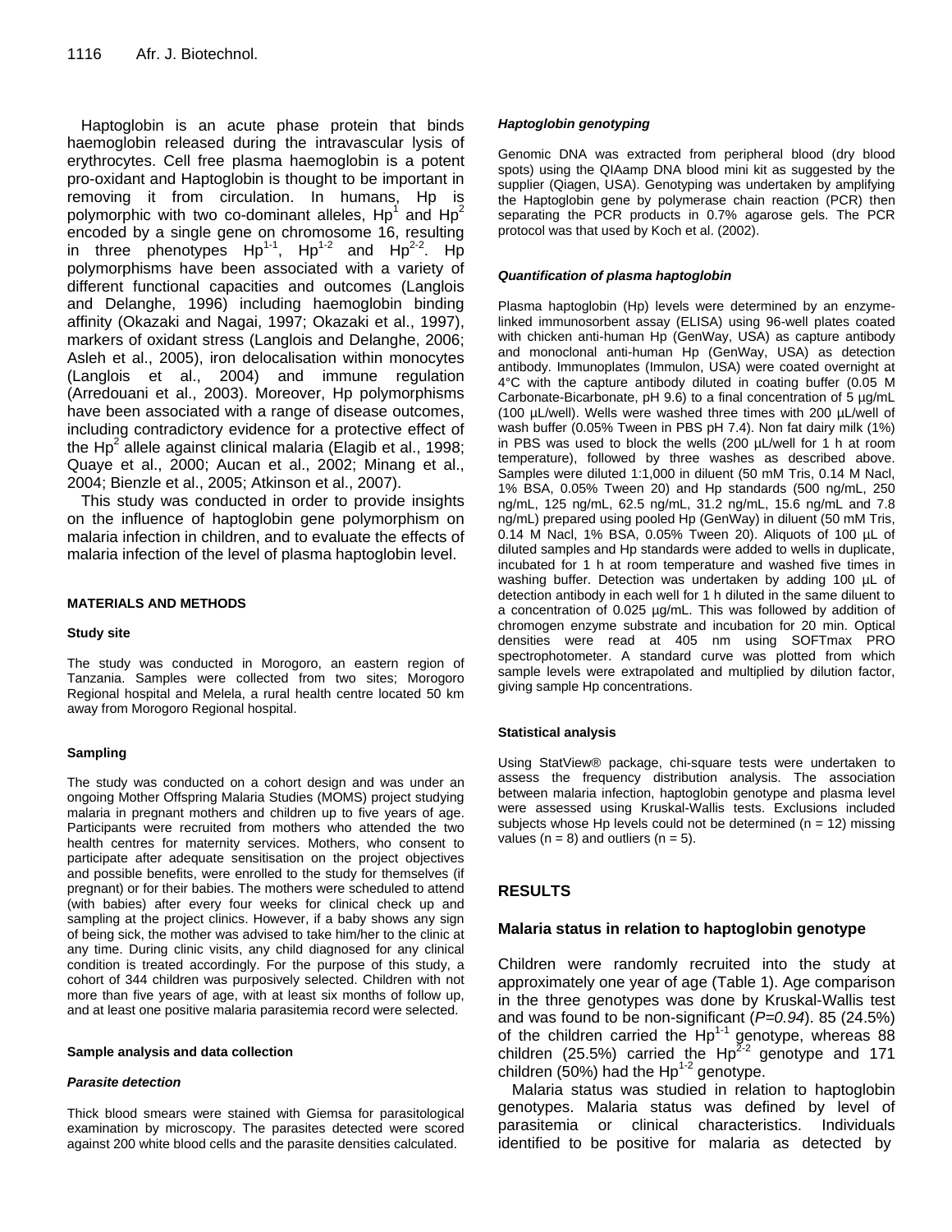Haptoglobin is an acute phase protein that binds haemoglobin released during the intravascular lysis of erythrocytes. Cell free plasma haemoglobin is a potent pro-oxidant and Haptoglobin is thought to be important in removing it from circulation. In humans, Hp is polymorphic with two co-dominant alleles, $Hp^1$ and $Hp^2$ encoded by a single gene on chromosome 16, resulting in three phenotypes $Hp^{1-1}$, $Hp^{1-2}$ and $Hp^{2-2}$. Hp polymorphisms have been associated with a variety of different functional capacities and outcomes (Langlois and Delanghe, 1996) including haemoglobin binding affinity (Okazaki and Nagai, 1997; Okazaki et al., 1997), markers of oxidant stress (Langlois and Delanghe, 2006; Asleh et al., 2005), iron delocalisation within monocytes (Langlois et al., 2004) and immune regulation (Arredouani et al., 2003). Moreover, Hp polymorphisms have been associated with a range of disease outcomes, including contradictory evidence for a protective effect of the $Hp^2$ allele against clinical malaria (Elagib et al., 1998; Quaye et al., 2000; Aucan et al., 2002; Minang et al., 2004; Bienzle et al., 2005; Atkinson et al., 2007).

This study was conducted in order to provide insights on the influence of haptoglobin gene polymorphism on malaria infection in children, and to evaluate the effects of malaria infection of the level of plasma haptoglobin level.

## MATERIALS AND METHODS

### Study site

The study was conducted in Morogoro, an eastern region of Tanzania. Samples were collected from two sites; Morogoro Regional hospital and Melela, a rural health centre located 50 km away from Morogoro Regional hospital.

### Sampling

The study was conducted on a cohort design and was under an ongoing Mother Offspring Malaria Studies (MOMS) project studying malaria in pregnant mothers and children up to five years of age. Participants were recruited from mothers who attended the two health centres for maternity services. Mothers, who consent to participate after adequate sensitisation on the project objectives and possible benefits, were enrolled to the study for themselves (if pregnant) or for their babies. The mothers were scheduled to attend (with babies) after every four weeks for clinical check up and sampling at the project clinics. However, if a baby shows any sign of being sick, the mother was advised to take him/her to the clinic at any time. During clinic visits, any child diagnosed for any clinical condition is treated accordingly. For the purpose of this study, a cohort of 344 children was purposively selected. Children with not more than five years of age, with at least six months of follow up, and at least one positive malaria parasitemia record were selected.

### Sample analysis and data collection

#### *Parasite detection*

Thick blood smears were stained with Giemsa for parasitological examination by microscopy. The parasites detected were scored against 200 white blood cells and the parasite densities calculated.

#### *Haptoglobin genotyping*

Genomic DNA was extracted from peripheral blood (dry blood spots) using the QIAamp DNA blood mini kit as suggested by the supplier (Qiagen, USA). Genotyping was undertaken by amplifying the Haptoglobin gene by polymerase chain reaction (PCR) then separating the PCR products in 0.7% agarose gels. The PCR protocol was that used by Koch et al. (2002).

#### *Quantification of plasma haptoglobin*

Plasma haptoglobin (Hp) levels were determined by an enzyme-linked immunosorbent assay (ELISA) using 96-well plates coated with chicken anti-human Hp (GenWay, USA) as capture antibody and monoclonal anti-human Hp (GenWay, USA) as detection antibody. Immunoplates (Immulon, USA) were coated overnight at 4°C with the capture antibody diluted in coating buffer (0.05 M Carbonate-Bicarbonate, pH 9.6) to a final concentration of 5 µg/mL (100 µL/well). Wells were washed three times with 200 µL/well of wash buffer (0.05% Tween in PBS pH 7.4). Non fat dairy milk (1%) in PBS was used to block the wells (200 µL/well for 1 h at room temperature), followed by three washes as described above. Samples were diluted 1:1,000 in diluent (50 mM Tris, 0.14 M Nacl, 1% BSA, 0.05% Tween 20) and Hp standards (500 ng/mL, 250 ng/mL, 125 ng/mL, 62.5 ng/mL, 31.2 ng/mL, 15.6 ng/mL and 7.8 ng/mL) prepared using pooled Hp (GenWay) in diluent (50 mM Tris, 0.14 M Nacl, 1% BSA, 0.05% Tween 20). Aliquots of 100 µL of diluted samples and Hp standards were added to wells in duplicate, incubated for 1 h at room temperature and washed five times in washing buffer. Detection was undertaken by adding 100 µL of detection antibody in each well for 1 h diluted in the same diluent to a concentration of 0.025 µg/mL. This was followed by addition of chromogen enzyme substrate and incubation for 20 min. Optical densities were read at 405 nm using SOFTmax PRO spectrophotometer. A standard curve was plotted from which sample levels were extrapolated and multiplied by dilution factor, giving sample Hp concentrations.

### Statistical analysis

Using StatView® package, chi-square tests were undertaken to assess the frequency distribution analysis. The association between malaria infection, haptoglobin genotype and plasma level were assessed using Kruskal-Wallis tests. Exclusions included subjects whose Hp levels could not be determined (n = 12) missing values (n = 8) and outliers (n = 5).

## RESULTS

### Malaria status in relation to haptoglobin genotype

Children were randomly recruited into the study at approximately one year of age (Table 1). Age comparison in the three genotypes was done by Kruskal-Wallis test and was found to be non-significant (*P=0.94*). 85 (24.5%) of the children carried the $Hp^{1-1}$ genotype, whereas 88 children (25.5%) carried the $Hp^{2-2}$ genotype and 171 children (50%) had the $Hp^{1-2}$ genotype.

Malaria status was studied in relation to haptoglobin genotypes. Malaria status was defined by level of parasitemia or clinical characteristics. Individuals identified to be positive for malaria as detected by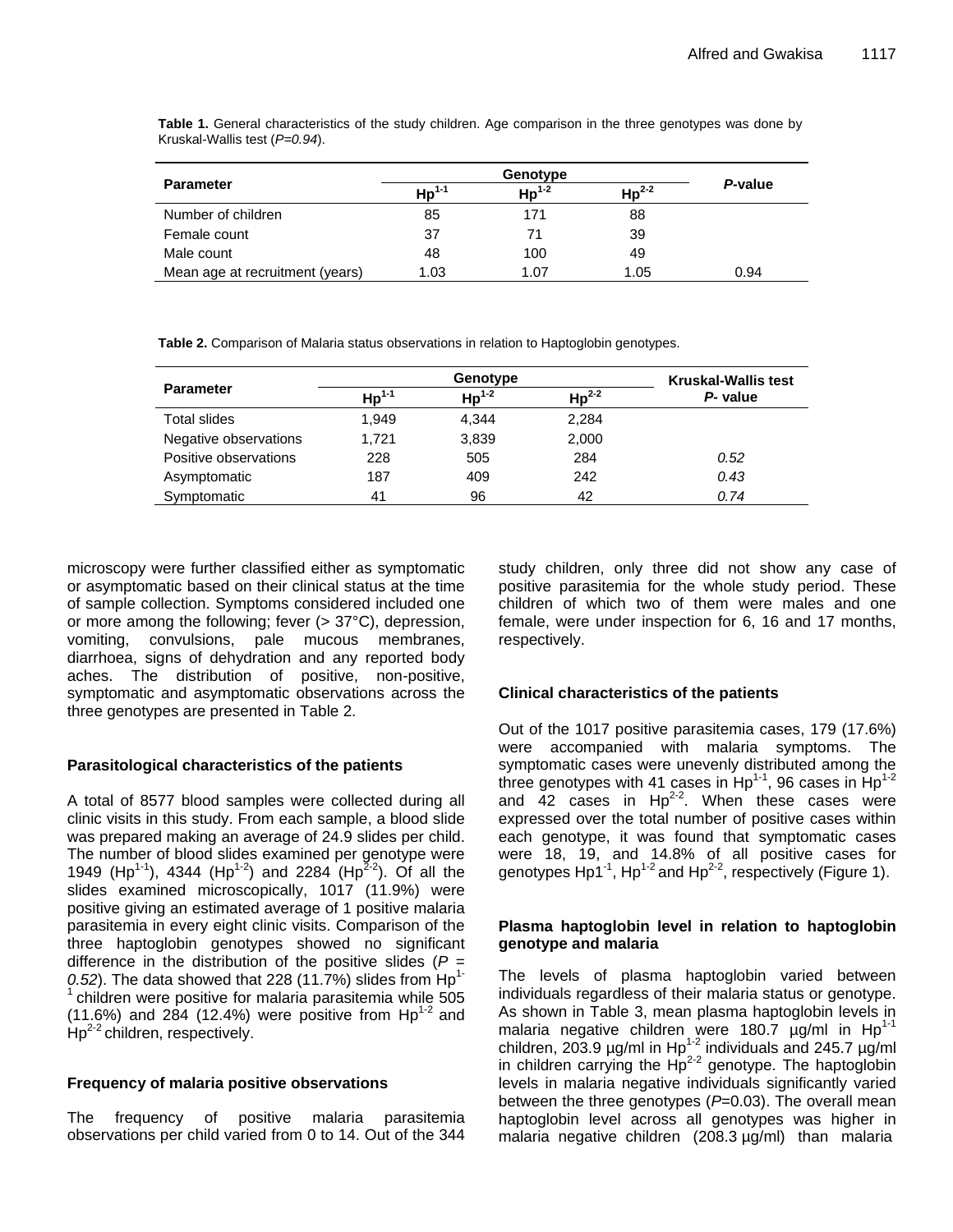**Table 1.** General characteristics of the study children. Age comparison in the three genotypes was done by Kruskal-Wallis test (*P=0.94*).

| Parameter | Genotype | | | *P*-value |
|---|---|---|---|---|
| | $Hp^{1-1}$ | $Hp^{1-2}$ | $Hp^{2-2}$ | |
| Number of children | 85 | 171 | 88 | |
| Female count | 37 | 71 | 39 | |
| Male count | 48 | 100 | 49 | |
| Mean age at recruitment (years) | 1.03 | 1.07 | 1.05 | 0.94 |

**Table 2.** Comparison of Malaria status observations in relation to Haptoglobin genotypes.

| Parameter | Genotype | | | Kruskal-Wallis test *P*- value |
|---|---|---|---|---|
| | $Hp^{1-1}$ | $Hp^{1-2}$ | $Hp^{2-2}$ | |
| Total slides | 1,949 | 4,344 | 2,284 | |
| Negative observations | 1,721 | 3,839 | 2,000 | |
| Positive observations | 228 | 505 | 284 | *0.52* |
| Asymptomatic | 187 | 409 | 242 | *0.43* |
| Symptomatic | 41 | 96 | 42 | *0.74* |

microscopy were further classified either as symptomatic or asymptomatic based on their clinical status at the time of sample collection. Symptoms considered included one or more among the following; fever (> 37°C), depression, vomiting, convulsions, pale mucous membranes, diarrhoea, signs of dehydration and any reported body aches. The distribution of positive, non-positive, symptomatic and asymptomatic observations across the three genotypes are presented in Table 2.

**Parasitological characteristics of the patients**

A total of 8577 blood samples were collected during all clinic visits in this study. From each sample, a blood slide was prepared making an average of 24.9 slides per child. The number of blood slides examined per genotype were 1949 ($Hp^{1-1}$), 4344 ($Hp^{1-2}$) and 2284 ($Hp^{2-2}$). Of all the slides examined microscopically, 1017 (11.9%) were positive giving an estimated average of 1 positive malaria parasitemia in every eight clinic visits. Comparison of the three haptoglobin genotypes showed no significant difference in the distribution of the positive slides (*P = 0.52*). The data showed that 228 (11.7%) slides from $Hp^{1-1}$ children were positive for malaria parasitemia while 505 (11.6%) and 284 (12.4%) were positive from $Hp^{1-2}$ and $Hp^{2-2}$ children, respectively.

**Frequency of malaria positive observations**

The frequency of positive malaria parasitemia observations per child varied from 0 to 14. Out of the 344 study children, only three did not show any case of positive parasitemia for the whole study period. These children of which two of them were males and one female, were under inspection for 6, 16 and 17 months, respectively.

**Clinical characteristics of the patients**

Out of the 1017 positive parasitemia cases, 179 (17.6%) were accompanied with malaria symptoms. The symptomatic cases were unevenly distributed among the three genotypes with 41 cases in $Hp^{1-1}$, 96 cases in $Hp^{1-2}$ and 42 cases in $Hp^{2-2}$. When these cases were expressed over the total number of positive cases within each genotype, it was found that symptomatic cases were 18, 19, and 14.8% of all positive cases for genotypes $Hp1^{-1}$, $Hp^{1-2}$ and $Hp^{2-2}$, respectively (Figure 1).

**Plasma haptoglobin level in relation to haptoglobin genotype and malaria**

The levels of plasma haptoglobin varied between individuals regardless of their malaria status or genotype. As shown in Table 3, mean plasma haptoglobin levels in malaria negative children were 180.7 µg/ml in $Hp^{1-1}$ children, 203.9 µg/ml in $Hp^{1-2}$ individuals and 245.7 µg/ml in children carrying the $Hp^{2-2}$ genotype. The haptoglobin levels in malaria negative individuals significantly varied between the three genotypes (*P*=0.03). The overall mean haptoglobin level across all genotypes was higher in malaria negative children (208.3 µg/ml) than malaria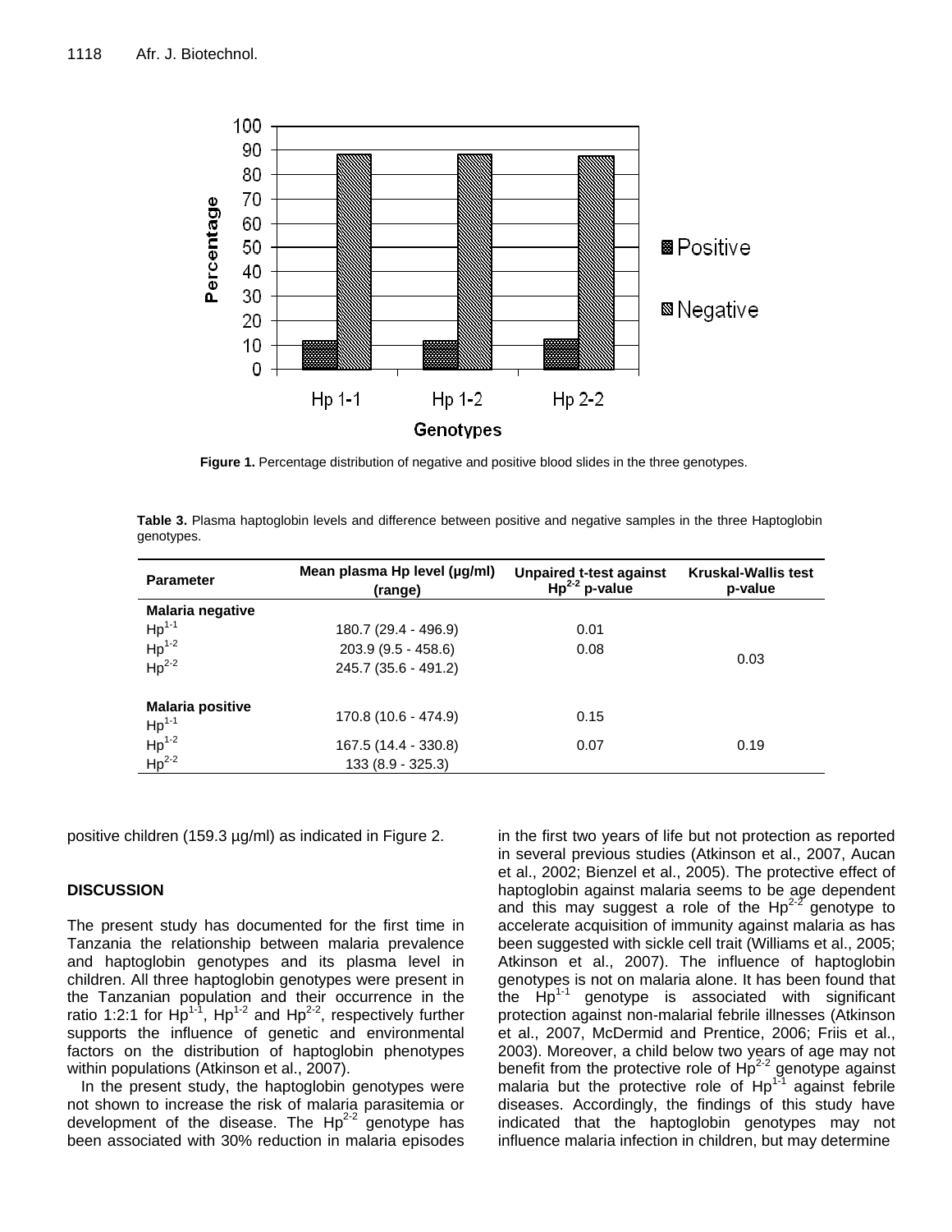Figure 1. Percentage distribution of negative and positive blood slides in the three genotypes.

**Table 3.** Plasma haptoglobin levels and difference between positive and negative samples in the three Haptoglobin genotypes.

| Parameter | Mean plasma Hp level (µg/ml) (range) | Unpaired t-test against $Hp^{2-2}$ p-value | Kruskal-Wallis test p-value |
|---|---|---|---|
| **Malaria negative** | | | |
| $Hp^{1-1}$ | 180.7 (29.4 - 496.9) | 0.01 | |
| $Hp^{1-2}$ | 203.9 (9.5 - 458.6) | 0.08 | 0.03 |
| $Hp^{2-2}$ | 245.7 (35.6 - 491.2) | | |
| **Malaria positive** | | | |
| $Hp^{1-1}$ | 170.8 (10.6 - 474.9) | 0.15 | |
| $Hp^{1-2}$ | 167.5 (14.4 - 330.8) | 0.07 | 0.19 |
| $Hp^{2-2}$ | 133 (8.9 - 325.3) | | |

positive children (159.3 µg/ml) as indicated in Figure 2.

## DISCUSSION

The present study has documented for the first time in Tanzania the relationship between malaria prevalence and haptoglobin genotypes and its plasma level in children. All three haptoglobin genotypes were present in the Tanzanian population and their occurrence in the ratio 1:2:1 for $Hp^{1-1}$, $Hp^{1-2}$ and $Hp^{2-2}$, respectively further supports the influence of genetic and environmental factors on the distribution of haptoglobin phenotypes within populations (Atkinson et al., 2007).

In the present study, the haptoglobin genotypes were not shown to increase the risk of malaria parasitemia or development of the disease. The $Hp^{2-2}$ genotype has been associated with 30% reduction in malaria episodes in the first two years of life but not protection as reported in several previous studies (Atkinson et al., 2007, Aucan et al., 2002; Bienzel et al., 2005). The protective effect of haptoglobin against malaria seems to be age dependent and this may suggest a role of the $Hp^{2-2}$ genotype to accelerate acquisition of immunity against malaria as has been suggested with sickle cell trait (Williams et al., 2005; Atkinson et al., 2007). The influence of haptoglobin genotypes is not on malaria alone. It has been found that the $Hp^{1-1}$ genotype is associated with significant protection against non-malarial febrile illnesses (Atkinson et al., 2007, McDermid and Prentice, 2006; Friis et al., 2003). Moreover, a child below two years of age may not benefit from the protective role of $Hp^{2-2}$ genotype against malaria but the protective role of $Hp^{1-1}$ against febrile diseases. Accordingly, the findings of this study have indicated that the haptoglobin genotypes may not influence malaria infection in children, but may determine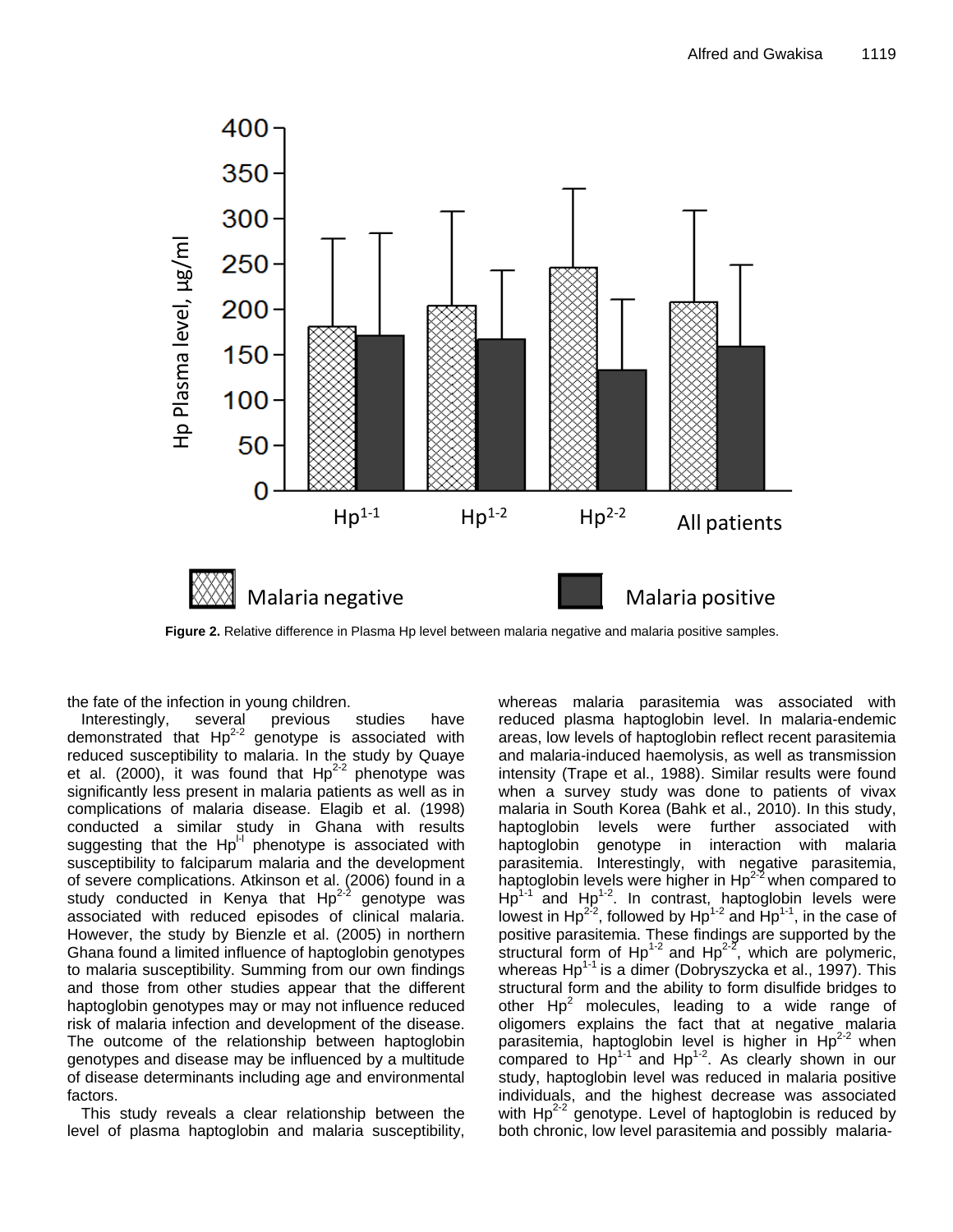**Figure 2.** Relative difference in Plasma Hp level between malaria negative and malaria positive samples.

the fate of the infection in young children.

Interestingly, several previous studies have demonstrated that $Hp^{2-2}$ genotype is associated with reduced susceptibility to malaria. In the study by Quaye et al. (2000), it was found that $Hp^{2-2}$ phenotype was significantly less present in malaria patients as well as in complications of malaria disease. Elagib et al. (1998) conducted a similar study in Ghana with results suggesting that the $Hp^{l-l}$ phenotype is associated with susceptibility to falciparum malaria and the development of severe complications. Atkinson et al. (2006) found in a study conducted in Kenya that $Hp^{2-2}$ genotype was associated with reduced episodes of clinical malaria. However, the study by Bienzle et al. (2005) in northern Ghana found a limited influence of haptoglobin genotypes to malaria susceptibility. Summing from our own findings and those from other studies appear that the different haptoglobin genotypes may or may not influence reduced risk of malaria infection and development of the disease. The outcome of the relationship between haptoglobin genotypes and disease may be influenced by a multitude of disease determinants including age and environmental factors.

This study reveals a clear relationship between the level of plasma haptoglobin and malaria susceptibility, whereas malaria parasitemia was associated with reduced plasma haptoglobin level. In malaria-endemic areas, low levels of haptoglobin reflect recent parasitemia and malaria-induced haemolysis, as well as transmission intensity (Trape et al., 1988). Similar results were found when a survey study was done to patients of vivax malaria in South Korea (Bahk et al., 2010). In this study, haptoglobin levels were further associated with haptoglobin genotype in interaction with malaria parasitemia. Interestingly, with negative parasitemia, haptoglobin levels were higher in $Hp^{2-2}$ when compared to $Hp^{1-1}$ and $Hp^{1-2}$. In contrast, haptoglobin levels were lowest in $Hp^{2-2}$, followed by $Hp^{1-2}$ and $Hp^{1-1}$, in the case of positive parasitemia. These findings are supported by the structural form of $Hp^{1-2}$ and $Hp^{2-2}$, which are polymeric, whereas $Hp^{1-1}$ is a dimer (Dobryszycka et al., 1997). This structural form and the ability to form disulfide bridges to other $Hp^{2}$ molecules, leading to a wide range of oligomers explains the fact that at negative malaria parasitemia, haptoglobin level is higher in $Hp^{2-2}$ when compared to $Hp^{1-1}$ and $Hp^{1-2}$. As clearly shown in our study, haptoglobin level was reduced in malaria positive individuals, and the highest decrease was associated with $Hp^{2-2}$ genotype. Level of haptoglobin is reduced by both chronic, low level parasitemia and possibly malaria-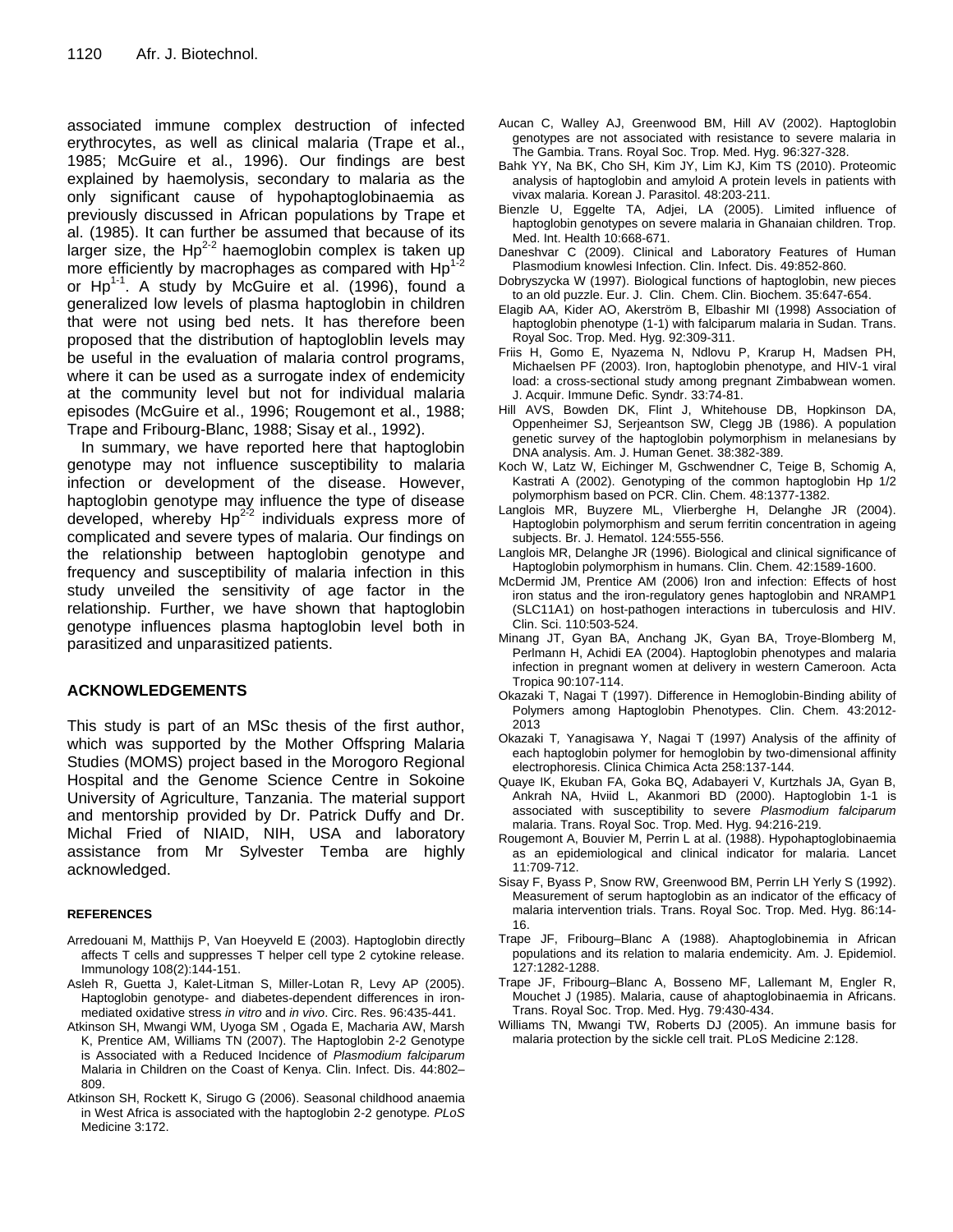associated immune complex destruction of infected erythrocytes, as well as clinical malaria (Trape et al., 1985; McGuire et al., 1996). Our findings are best explained by haemolysis, secondary to malaria as the only significant cause of hypohaptoglobinaemia as previously discussed in African populations by Trape et al. (1985). It can further be assumed that because of its larger size, the $Hp^{2-2}$ haemoglobin complex is taken up more efficiently by macrophages as compared with $Hp^{1-2}$ or $Hp^{1-1}$. A study by McGuire et al. (1996), found a generalized low levels of plasma haptoglobin in children that were not using bed nets. It has therefore been proposed that the distribution of haptogloblin levels may be useful in the evaluation of malaria control programs, where it can be used as a surrogate index of endemicity at the community level but not for individual malaria episodes (McGuire et al., 1996; Rougemont et al., 1988; Trape and Fribourg-Blanc, 1988; Sisay et al., 1992).

In summary, we have reported here that haptoglobin genotype may not influence susceptibility to malaria infection or development of the disease. However, haptoglobin genotype may influence the type of disease developed, whereby $Hp^{2-2}$ individuals express more of complicated and severe types of malaria. Our findings on the relationship between haptoglobin genotype and frequency and susceptibility of malaria infection in this study unveiled the sensitivity of age factor in the relationship. Further, we have shown that haptoglobin genotype influences plasma haptoglobin level both in parasitized and unparasitized patients.

## ACKNOWLEDGEMENTS

This study is part of an MSc thesis of the first author, which was supported by the Mother Offspring Malaria Studies (MOMS) project based in the Morogoro Regional Hospital and the Genome Science Centre in Sokoine University of Agriculture, Tanzania. The material support and mentorship provided by Dr. Patrick Duffy and Dr. Michal Fried of NIAID, NIH, USA and laboratory assistance from Mr Sylvester Temba are highly acknowledged.

## REFERENCES

Arredouani M, Matthijs P, Van Hoeyveld E (2003). Haptoglobin directly affects T cells and suppresses T helper cell type 2 cytokine release. Immunology 108(2):144-151.

Asleh R, Guetta J, Kalet-Litman S, Miller-Lotan R, Levy AP (2005). Haptoglobin genotype- and diabetes-dependent differences in iron-mediated oxidative stress *in vitro* and *in vivo*. Circ. Res. 96:435-441.

Atkinson SH, Mwangi WM, Uyoga SM , Ogada E, Macharia AW, Marsh K, Prentice AM, Williams TN (2007). The Haptoglobin 2-2 Genotype is Associated with a Reduced Incidence of *Plasmodium falciparum* Malaria in Children on the Coast of Kenya. Clin. Infect. Dis. 44:802–809.

Atkinson SH, Rockett K, Sirugo G (2006). Seasonal childhood anaemia in West Africa is associated with the haptoglobin 2-2 genotype. *PLoS* Medicine 3:172.

Aucan C, Walley AJ, Greenwood BM, Hill AV (2002). Haptoglobin genotypes are not associated with resistance to severe malaria in The Gambia. Trans. Royal Soc. Trop. Med. Hyg. 96:327-328.

Bahk YY, Na BK, Cho SH, Kim JY, Lim KJ, Kim TS (2010). Proteomic analysis of haptoglobin and amyloid A protein levels in patients with vivax malaria. Korean J. Parasitol. 48:203-211.

Bienzle U, Eggelte TA, Adjei, LA (2005). Limited influence of haptoglobin genotypes on severe malaria in Ghanaian children. Trop. Med. Int. Health 10:668-671.

Daneshvar C (2009). Clinical and Laboratory Features of Human Plasmodium knowlesi Infection. Clin. Infect. Dis. 49:852-860.

Dobryszycka W (1997). Biological functions of haptoglobin, new pieces to an old puzzle. Eur. J. Clin. Chem. Clin. Biochem. 35:647-654.

Elagib AA, Kider AO, Akerström B, Elbashir MI (1998) Association of haptoglobin phenotype (1-1) with falciparum malaria in Sudan. Trans. Royal Soc. Trop. Med. Hyg. 92:309-311.

Friis H, Gomo E, Nyazema N, Ndlovu P, Krarup H, Madsen PH, Michaelsen PF (2003). Iron, haptoglobin phenotype, and HIV-1 viral load: a cross-sectional study among pregnant Zimbabwean women. J. Acquir. Immune Defic. Syndr. 33:74-81.

Hill AVS, Bowden DK, Flint J, Whitehouse DB, Hopkinson DA, Oppenheimer SJ, Serjeantson SW, Clegg JB (1986). A population genetic survey of the haptoglobin polymorphism in melanesians by DNA analysis. Am. J. Human Genet. 38:382-389.

Koch W, Latz W, Eichinger M, Gschwendner C, Teige B, Schomig A, Kastrati A (2002). Genotyping of the common haptoglobin Hp 1/2 polymorphism based on PCR. Clin. Chem. 48:1377-1382.

Langlois MR, Buyzere ML, Vlierberghe H, Delanghe JR (2004). Haptoglobin polymorphism and serum ferritin concentration in ageing subjects. Br. J. Hematol. 124:555-556.

Langlois MR, Delanghe JR (1996). Biological and clinical significance of Haptoglobin polymorphism in humans. Clin. Chem. 42:1589-1600.

McDermid JM, Prentice AM (2006) Iron and infection: Effects of host iron status and the iron-regulatory genes haptoglobin and NRAMP1 (SLC11A1) on host-pathogen interactions in tuberculosis and HIV. Clin. Sci. 110:503-524.

Minang JT, Gyan BA, Anchang JK, Gyan BA, Troye-Blomberg M, Perlmann H, Achidi EA (2004). Haptoglobin phenotypes and malaria infection in pregnant women at delivery in western Cameroon. Acta Tropica 90:107-114.

Okazaki T (1997). Difference in Hemoglobin-Binding ability of Polymers among Haptoglobin Phenotypes. Clin. Chem. 43:2012-2013

Okazaki T, Yanagisawa Y, Nagai T (1997) Analysis of the affinity of each haptoglobin polymer for hemoglobin by two-dimensional affinity electrophoresis. Clinica Chimica Acta 258:137-144.

Quaye IK, Ekuban FA, Goka BQ, Adabayeri V, Kurtzhals JA, Gyan B, Ankrah NA, Hviid L, Akanmori BD (2000). Haptoglobin 1-1 is associated with susceptibility to severe *Plasmodium falciparum* malaria. Trans. Royal Soc. Trop. Med. Hyg. 94:216-219.

Rougemont A, Bouvier M, Perrin L at al. (1988). Hypohaptoglobinaemia as an epidemiological and clinical indicator for malaria. Lancet 11:709-712.

Sisay F, Byass P, Snow RW, Greenwood BM, Perrin LH Yerly S (1992). Measurement of serum haptoglobin as an indicator of the efficacy of malaria intervention trials. Trans. Royal Soc. Trop. Med. Hyg. 86:14-16.

Trape JF, Fribourg–Blanc A (1988). Ahaptoglobinemia in African populations and its relation to malaria endemicity. Am. J. Epidemiol. 127:1282-1288.

Trape JF, Fribourg–Blanc A, Bosseno MF, Lallemant M, Engler R, Mouchet J (1985). Malaria, cause of ahaptoglobinaemia in Africans. Trans. Royal Soc. Trop. Med. Hyg. 79:430-434.

Williams TN, Mwangi TW, Roberts DJ (2005). An immune basis for malaria protection by the sickle cell trait. PLoS Medicine 2:128.